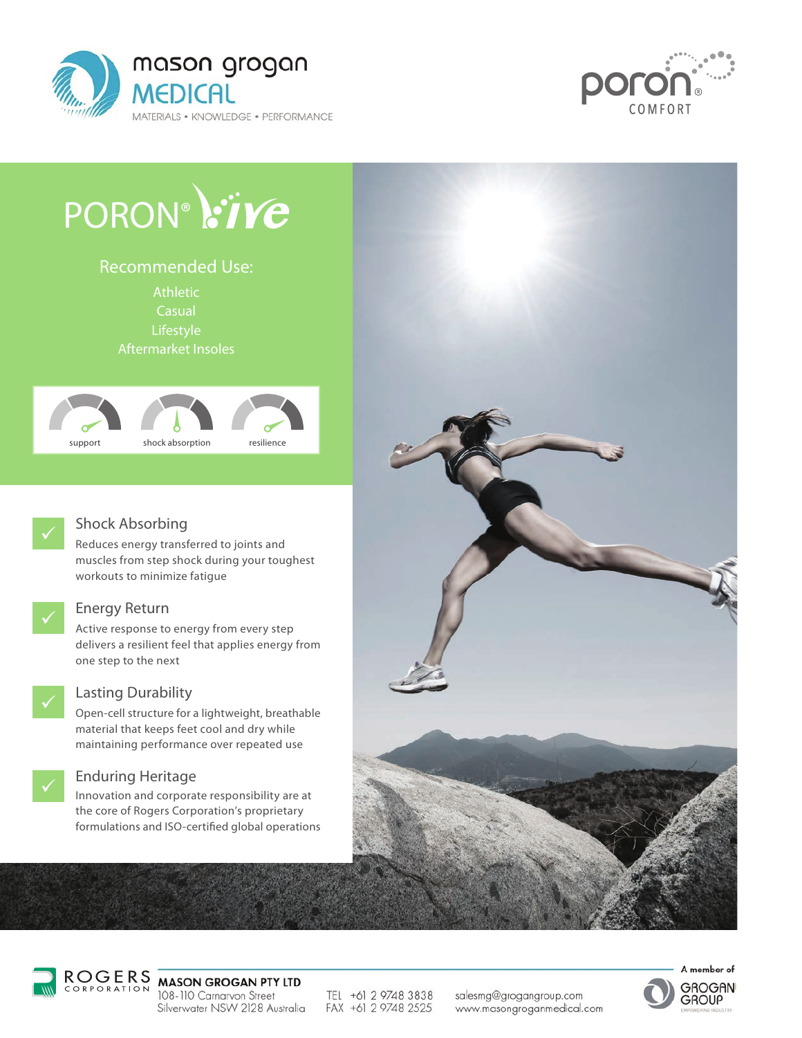mason grogan MEDICAL

MATERIALS • KNOWLEDGE • PERFORMANCE

poron® COMFORT

# PORON® Vive

## Recommended Use:

Athletic
Casual
Lifestyle
Aftermarket Insoles

support | shock absorption | resilience

### Shock Absorbing

Reduces energy transferred to joints and muscles from step shock during your toughest workouts to minimize fatigue

### Energy Return

Active response to energy from every step delivers a resilient feel that applies energy from one step to the next

### Lasting Durability

Open-cell structure for a lightweight, breathable material that keeps feet cool and dry while maintaining performance over repeated use

### Enduring Heritage

Innovation and corporate responsibility are at the core of Rogers Corporation's proprietary formulations and ISO-certified global operations

ROGERS CORPORATION

**MASON GROGAN PTY LTD**
108-110 Carnarvon Street
Silverwater NSW 2128 Australia

TEL +61 2 9748 3838
FAX +61 2 9748 2525

salesmg@grogangroup.com
www.masongroganmedical.com

A member of GROGAN GROUP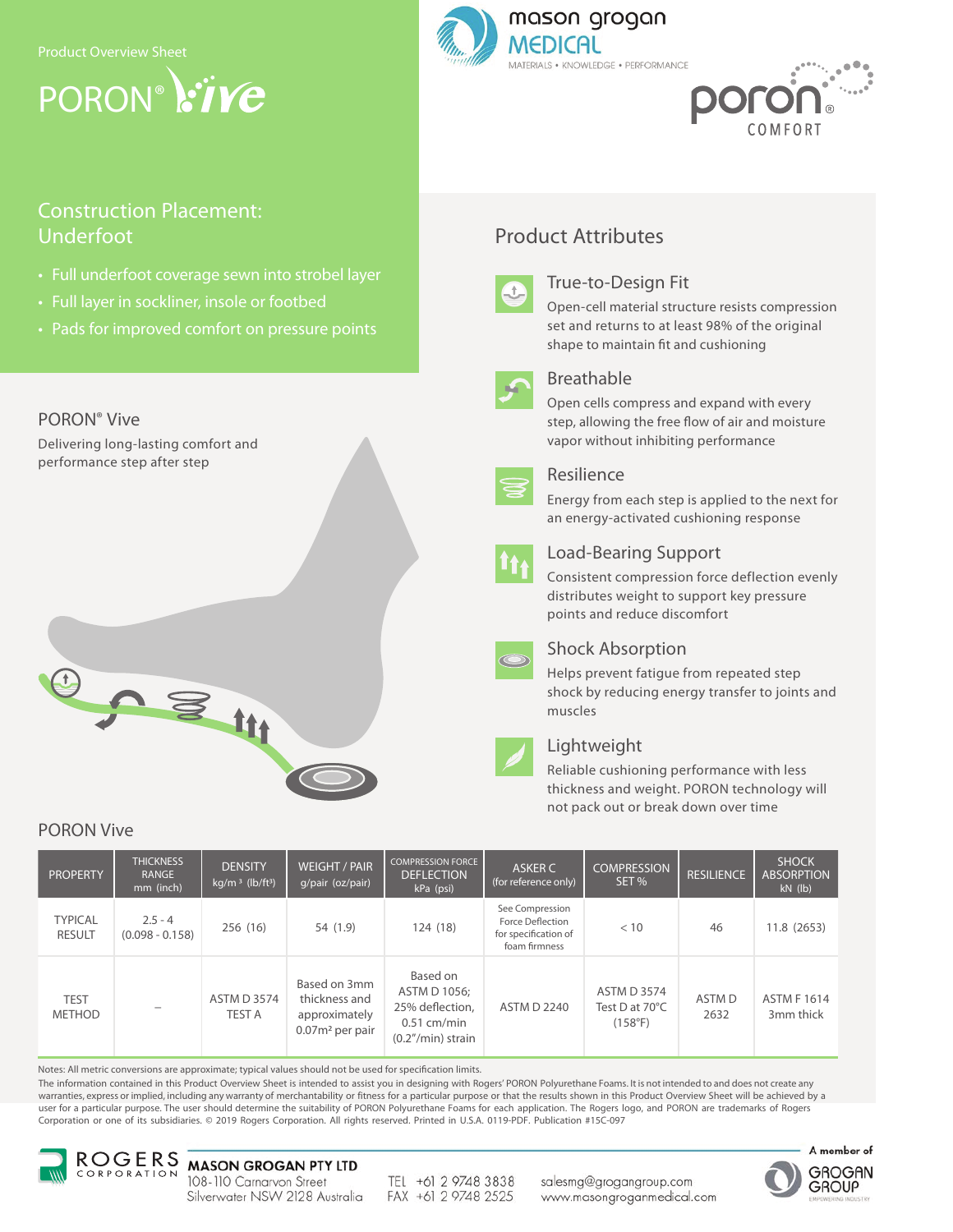Product Overview Sheet

# PORON® Vive

## Construction Placement: Underfoot

- Full underfoot coverage sewn into strobel layer
- Full layer in sockliner, insole or footbed
- Pads for improved comfort on pressure points

### PORON® Vive

Delivering long-lasting comfort and performance step after step

## Product Attributes

### True-to-Design Fit

Open-cell material structure resists compression set and returns to at least 98% of the original shape to maintain fit and cushioning

### Breathable

Open cells compress and expand with every step, allowing the free flow of air and moisture vapor without inhibiting performance

### Resilience

Energy from each step is applied to the next for an energy-activated cushioning response

### Load-Bearing Support

Consistent compression force deflection evenly distributes weight to support key pressure points and reduce discomfort

### Shock Absorption

Helps prevent fatigue from repeated step shock by reducing energy transfer to joints and muscles

### Lightweight

Reliable cushioning performance with less thickness and weight. PORON technology will not pack out or break down over time

## PORON Vive

| PROPERTY | THICKNESS RANGE mm (inch) | DENSITY kg/m³ (lb/ft³) | WEIGHT / PAIR g/pair (oz/pair) | COMPRESSION FORCE DEFLECTION kPa (psi) | ASKER C (for reference only) | COMPRESSION SET % | RESILIENCE | SHOCK ABSORPTION kN (lb) |
|---|---|---|---|---|---|---|---|---|
| TYPICAL RESULT | 2.5 - 4 (0.098 - 0.158) | 256 (16) | 54 (1.9) | 124 (18) | See Compression Force Deflection for specification of foam firmness | < 10 | 46 | 11.8 (2653) |
| TEST METHOD | – | ASTM D 3574 TEST A | Based on 3mm thickness and approximately 0.07m² per pair | Based on ASTM D 1056; 25% deflection, 0.51 cm/min (0.2"/min) strain | ASTM D 2240 | ASTM D 3574 Test D at 70°C (158°F) | ASTM D 2632 | ASTM F 1614 3mm thick |

Notes: All metric conversions are approximate; typical values should not be used for specification limits.
The information contained in this Product Overview Sheet is intended to assist you in designing with Rogers' PORON Polyurethane Foams. It is not intended to and does not create any warranties, express or implied, including any warranty of merchantability or fitness for a particular purpose or that the results shown in this Product Overview Sheet will be achieved by a user for a particular purpose. The user should determine the suitability of PORON Polyurethane Foams for each application. The Rogers logo, and PORON are trademarks of Rogers Corporation or one of its subsidiaries. © 2019 Rogers Corporation. All rights reserved. Printed in U.S.A. 0119-PDF. Publication #15C-097

**MASON GROGAN PTY LTD**
108-110 Carnarvon Street
Silverwater NSW 2128 Australia

TEL +61 2 9748 3838
FAX +61 2 9748 2525

salesmg@grogangroup.com
www.masongroganmedical.com

A member of GROGAN GROUP